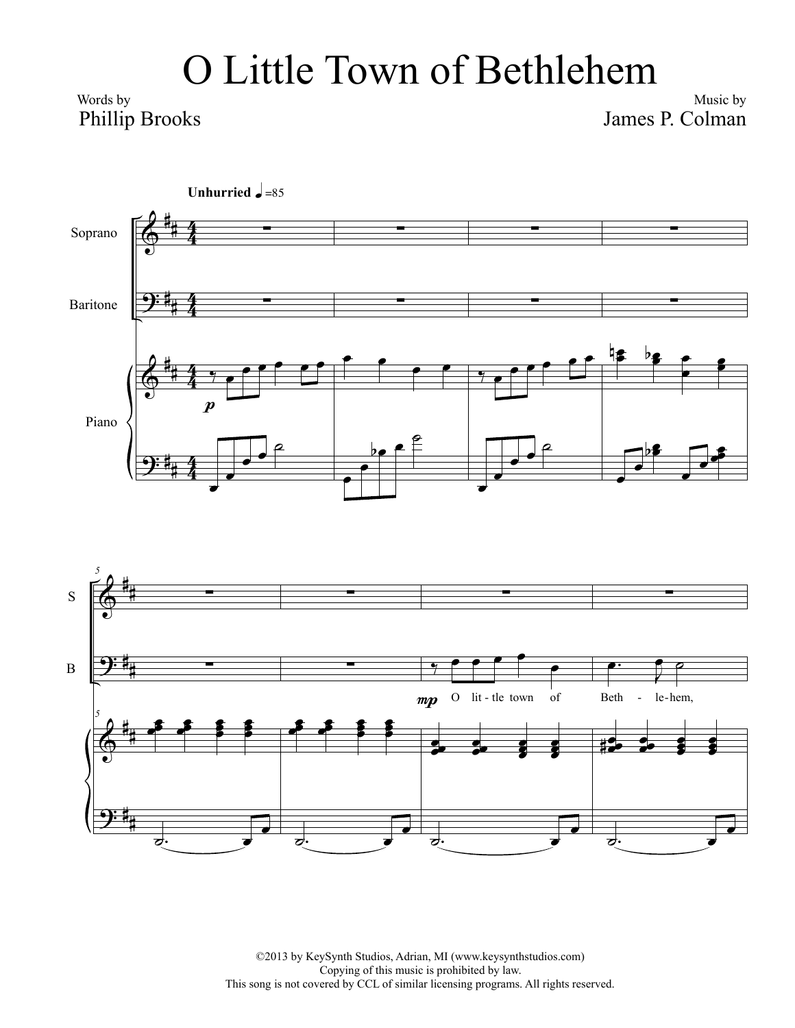# O Little Town of Bethlehem

Words by
Phillip Brooks

Music by
James P. Colman

©2013 by KeySynth Studios, Adrian, MI (www.keysynthstudios.com)
Copying of this music is prohibited by law.
This song is not covered by CCL of similar licensing programs. All rights reserved.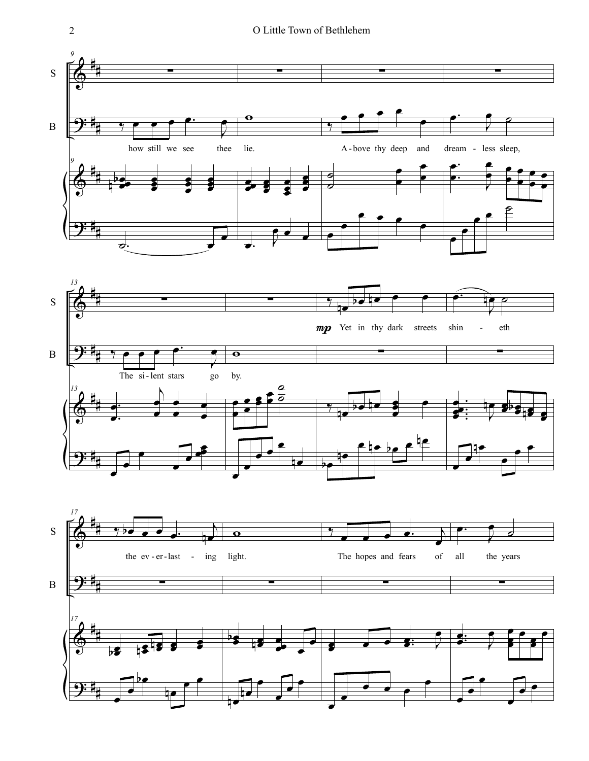S

B

how still we see thee lie. A-bove thy deep and dream-less sleep,

S

B

The si-lent stars go by.

*mp* Yet in thy dark streets shin-eth

S

B

the ev-er-last-ing light. The hopes and fears of all the years